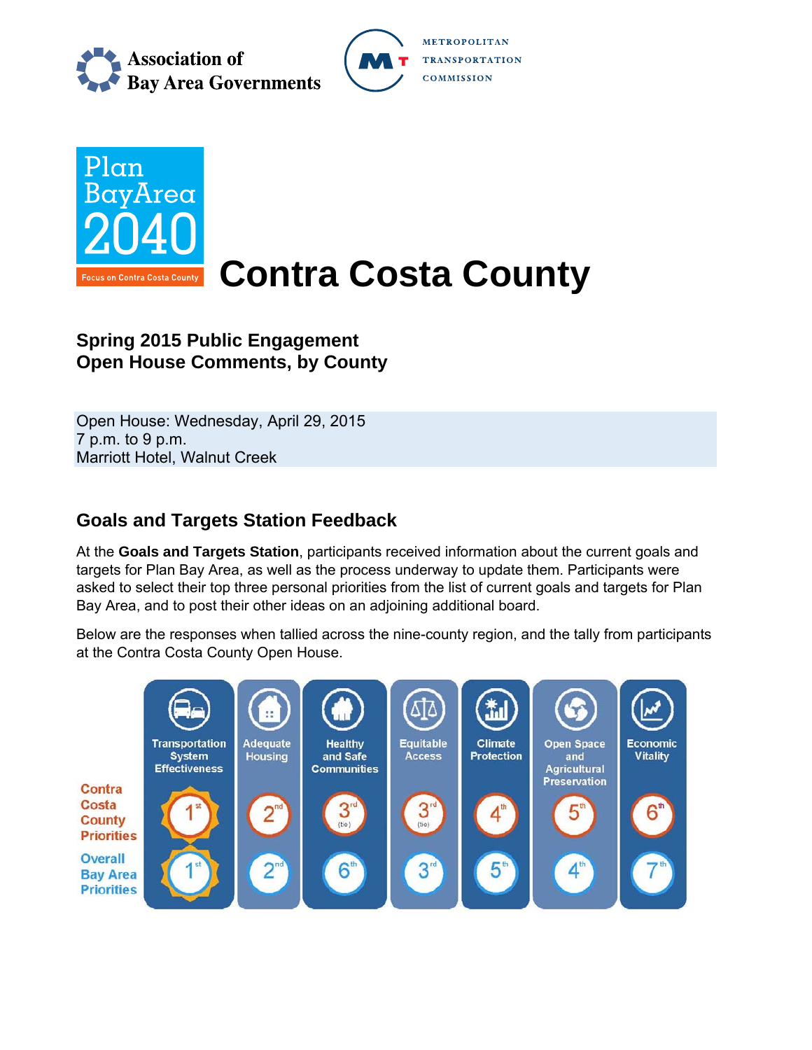Association of Bay Area Governments

Metropolitan Transportation Commission

Plan Bay Area 2040

Focus on Contra Costa County

# Contra Costa County

## Spring 2015 Public Engagement
## Open House Comments, by County

Open House: Wednesday, April 29, 2015
7 p.m. to 9 p.m.
Marriott Hotel, Walnut Creek

## Goals and Targets Station Feedback

At the **Goals and Targets Station**, participants received information about the current goals and targets for Plan Bay Area, as well as the process underway to update them. Participants were asked to select their top three personal priorities from the list of current goals and targets for Plan Bay Area, and to post their other ideas on an adjoining additional board.

Below are the responses when tallied across the nine-county region, and the tally from participants at the Contra Costa County Open House.

| | Transportation System Effectiveness | Adequate Housing | Healthy and Safe Communities | Equitable Access | Climate Protection | Open Space and Agricultural Preservation | Economic Vitality |
|---|---|---|---|---|---|---|---|
| Contra Costa County Priorities | 1st | 2nd | 3rd (tie) | 3rd (tie) | 4th | 5th | 6th |
| Overall Bay Area Priorities | 1st | 2nd | 6th | 3rd | 5th | 4th | 7th |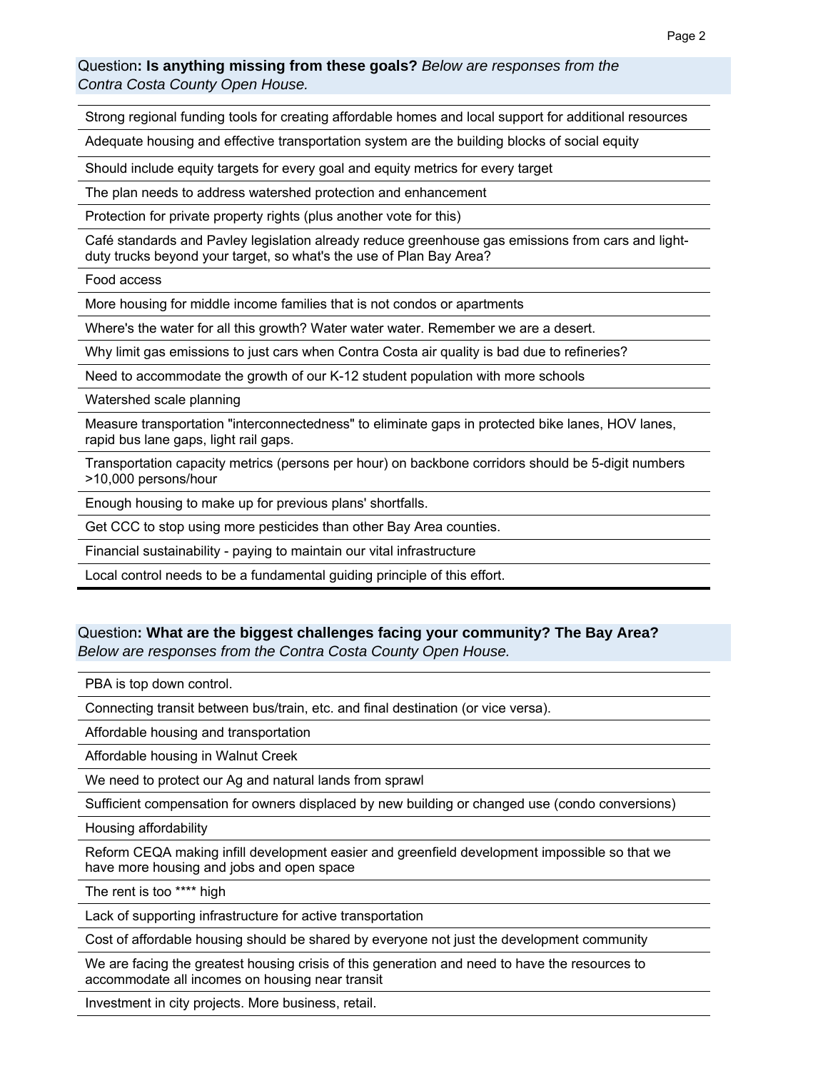Question**: Is anything missing from these goals?** *Below are responses from the Contra Costa County Open House.*

| |
|---|
| Strong regional funding tools for creating affordable homes and local support for additional resources |
| Adequate housing and effective transportation system are the building blocks of social equity |
| Should include equity targets for every goal and equity metrics for every target |
| The plan needs to address watershed protection and enhancement |
| Protection for private property rights (plus another vote for this) |
| Café standards and Pavley legislation already reduce greenhouse gas emissions from cars and light-duty trucks beyond your target, so what's the use of Plan Bay Area? |
| Food access |
| More housing for middle income families that is not condos or apartments |
| Where's the water for all this growth? Water water water. Remember we are a desert. |
| Why limit gas emissions to just cars when Contra Costa air quality is bad due to refineries? |
| Need to accommodate the growth of our K-12 student population with more schools |
| Watershed scale planning |
| Measure transportation "interconnectedness" to eliminate gaps in protected bike lanes, HOV lanes, rapid bus lane gaps, light rail gaps. |
| Transportation capacity metrics (persons per hour) on backbone corridors should be 5-digit numbers >10,000 persons/hour |
| Enough housing to make up for previous plans' shortfalls. |
| Get CCC to stop using more pesticides than other Bay Area counties. |
| Financial sustainability - paying to maintain our vital infrastructure |
| Local control needs to be a fundamental guiding principle of this effort. |

Question**: What are the biggest challenges facing your community? The Bay Area?** *Below are responses from the Contra Costa County Open House.*

| |
|---|
| PBA is top down control. |
| Connecting transit between bus/train, etc. and final destination (or vice versa). |
| Affordable housing and transportation |
| Affordable housing in Walnut Creek |
| We need to protect our Ag and natural lands from sprawl |
| Sufficient compensation for owners displaced by new building or changed use (condo conversions) |
| Housing affordability |
| Reform CEQA making infill development easier and greenfield development impossible so that we have more housing and jobs and open space |
| The rent is too **** high |
| Lack of supporting infrastructure for active transportation |
| Cost of affordable housing should be shared by everyone not just the development community |
| We are facing the greatest housing crisis of this generation and need to have the resources to accommodate all incomes on housing near transit |
| Investment in city projects. More business, retail. |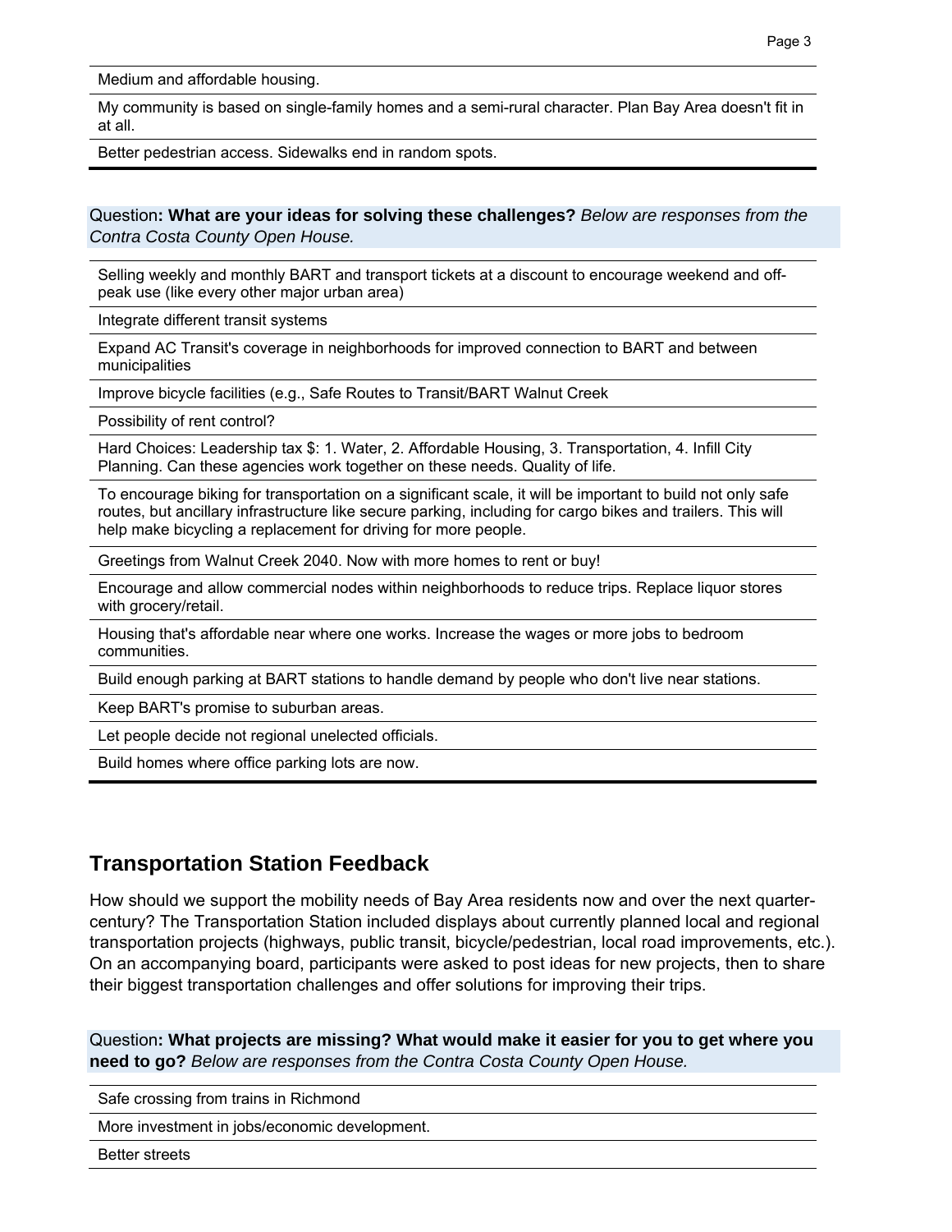| |
|---|
| Medium and affordable housing. |
| My community is based on single-family homes and a semi-rural character. Plan Bay Area doesn't fit in at all. |
| Better pedestrian access. Sidewalks end in random spots. |

Question**: What are your ideas for solving these challenges?** *Below are responses from the Contra Costa County Open House.*

| |
|---|
| Selling weekly and monthly BART and transport tickets at a discount to encourage weekend and off-peak use (like every other major urban area) |
| Integrate different transit systems |
| Expand AC Transit's coverage in neighborhoods for improved connection to BART and between municipalities |
| Improve bicycle facilities (e.g., Safe Routes to Transit/BART Walnut Creek |
| Possibility of rent control? |
| Hard Choices: Leadership tax $: 1. Water, 2. Affordable Housing, 3. Transportation, 4. Infill City Planning. Can these agencies work together on these needs. Quality of life. |
| To encourage biking for transportation on a significant scale, it will be important to build not only safe routes, but ancillary infrastructure like secure parking, including for cargo bikes and trailers. This will help make bicycling a replacement for driving for more people. |
| Greetings from Walnut Creek 2040. Now with more homes to rent or buy! |
| Encourage and allow commercial nodes within neighborhoods to reduce trips. Replace liquor stores with grocery/retail. |
| Housing that's affordable near where one works. Increase the wages or more jobs to bedroom communities. |
| Build enough parking at BART stations to handle demand by people who don't live near stations. |
| Keep BART's promise to suburban areas. |
| Let people decide not regional unelected officials. |
| Build homes where office parking lots are now. |

## Transportation Station Feedback

How should we support the mobility needs of Bay Area residents now and over the next quarter-century? The Transportation Station included displays about currently planned local and regional transportation projects (highways, public transit, bicycle/pedestrian, local road improvements, etc.). On an accompanying board, participants were asked to post ideas for new projects, then to share their biggest transportation challenges and offer solutions for improving their trips.

Question**: What projects are missing? What would make it easier for you to get where you need to go?** *Below are responses from the Contra Costa County Open House.*

| |
|---|
| Safe crossing from trains in Richmond |
| More investment in jobs/economic development. |
| Better streets |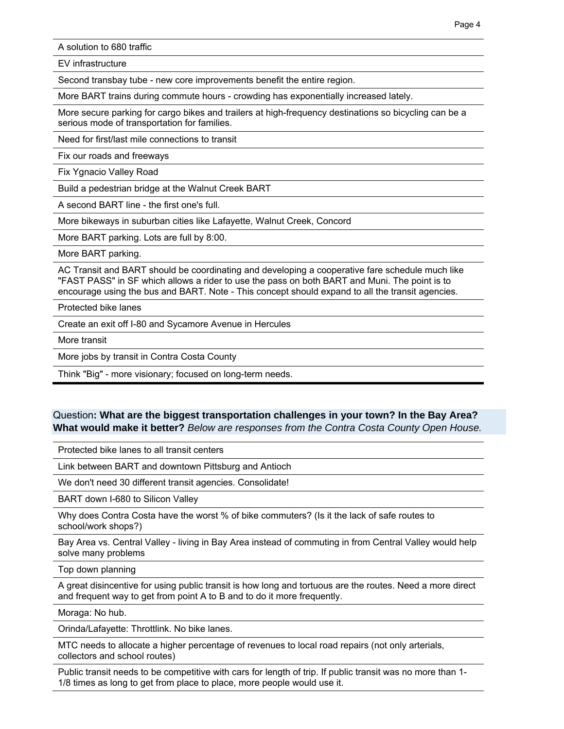A solution to 680 traffic

EV infrastructure

Second transbay tube - new core improvements benefit the entire region.

More BART trains during commute hours - crowding has exponentially increased lately.

More secure parking for cargo bikes and trailers at high-frequency destinations so bicycling can be a serious mode of transportation for families.

Need for first/last mile connections to transit

Fix our roads and freeways

Fix Ygnacio Valley Road

Build a pedestrian bridge at the Walnut Creek BART

A second BART line - the first one's full.

More bikeways in suburban cities like Lafayette, Walnut Creek, Concord

More BART parking. Lots are full by 8:00.

More BART parking.

AC Transit and BART should be coordinating and developing a cooperative fare schedule much like "FAST PASS" in SF which allows a rider to use the pass on both BART and Muni. The point is to encourage using the bus and BART. Note - This concept should expand to all the transit agencies.

Protected bike lanes

Create an exit off I-80 and Sycamore Avenue in Hercules

More transit

More jobs by transit in Contra Costa County

Think "Big" - more visionary; focused on long-term needs.

Question**: What are the biggest transportation challenges in your town? In the Bay Area? What would make it better?** *Below are responses from the Contra Costa County Open House.*

Protected bike lanes to all transit centers

Link between BART and downtown Pittsburg and Antioch

We don't need 30 different transit agencies. Consolidate!

BART down I-680 to Silicon Valley

Why does Contra Costa have the worst % of bike commuters? (Is it the lack of safe routes to school/work shops?)

Bay Area vs. Central Valley - living in Bay Area instead of commuting in from Central Valley would help solve many problems

Top down planning

A great disincentive for using public transit is how long and tortuous are the routes. Need a more direct and frequent way to get from point A to B and to do it more frequently.

Moraga: No hub.

Orinda/Lafayette: Throttlink. No bike lanes.

MTC needs to allocate a higher percentage of revenues to local road repairs (not only arterials, collectors and school routes)

Public transit needs to be competitive with cars for length of trip. If public transit was no more than 1-1/8 times as long to get from place to place, more people would use it.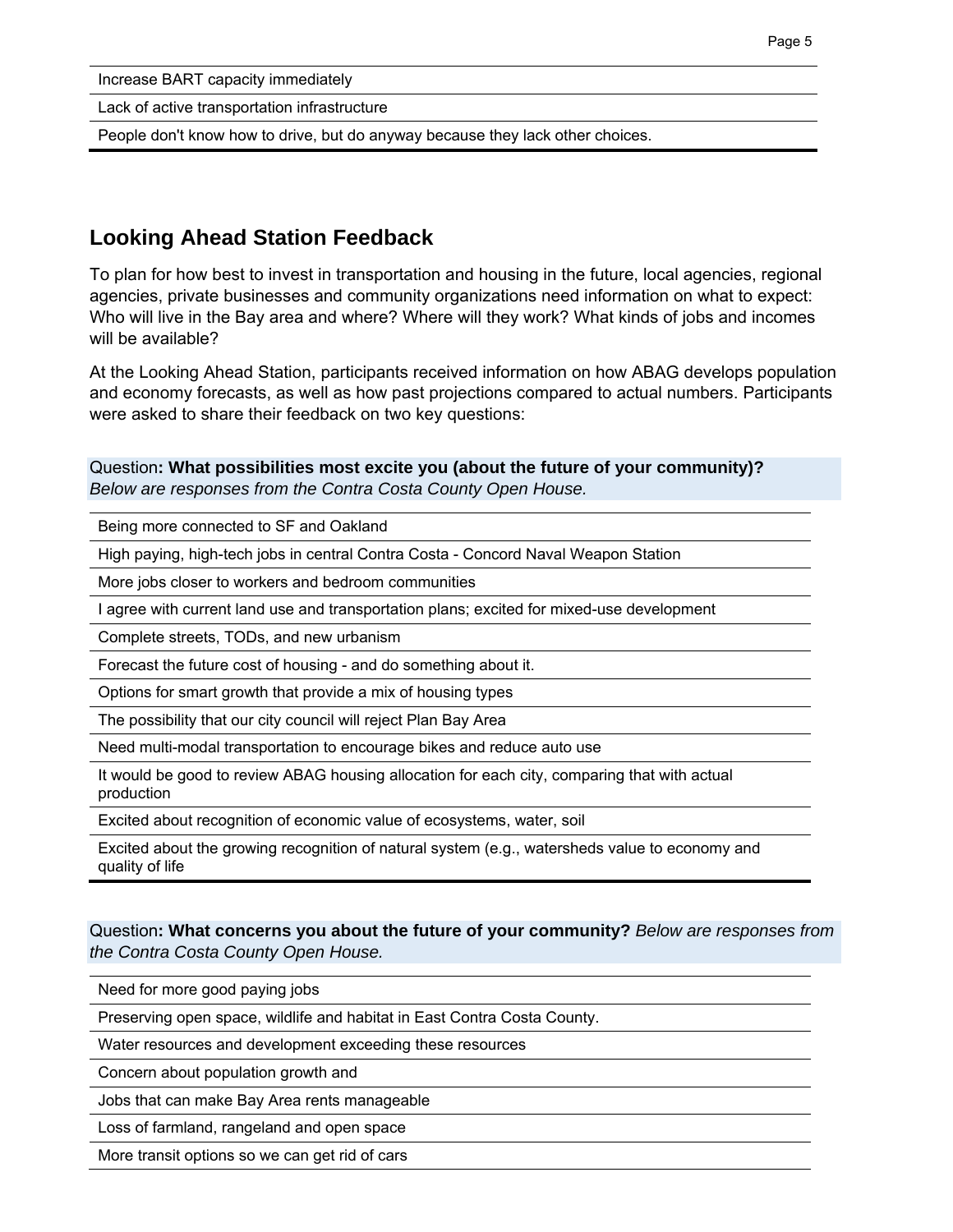| |
|---|
| Increase BART capacity immediately |
| Lack of active transportation infrastructure |
| People don't know how to drive, but do anyway because they lack other choices. |

## Looking Ahead Station Feedback

To plan for how best to invest in transportation and housing in the future, local agencies, regional agencies, private businesses and community organizations need information on what to expect: Who will live in the Bay area and where? Where will they work? What kinds of jobs and incomes will be available?

At the Looking Ahead Station, participants received information on how ABAG develops population and economy forecasts, as well as how past projections compared to actual numbers. Participants were asked to share their feedback on two key questions:

Question**: What possibilities most excite you (about the future of your community)?** *Below are responses from the Contra Costa County Open House.*

| |
|---|
| Being more connected to SF and Oakland |
| High paying, high-tech jobs in central Contra Costa - Concord Naval Weapon Station |
| More jobs closer to workers and bedroom communities |
| I agree with current land use and transportation plans; excited for mixed-use development |
| Complete streets, TODs, and new urbanism |
| Forecast the future cost of housing - and do something about it. |
| Options for smart growth that provide a mix of housing types |
| The possibility that our city council will reject Plan Bay Area |
| Need multi-modal transportation to encourage bikes and reduce auto use |
| It would be good to review ABAG housing allocation for each city, comparing that with actual production |
| Excited about recognition of economic value of ecosystems, water, soil |
| Excited about the growing recognition of natural system (e.g., watersheds value to economy and quality of life |

Question**: What concerns you about the future of your community?** *Below are responses from the Contra Costa County Open House.*

| |
|---|
| Need for more good paying jobs |
| Preserving open space, wildlife and habitat in East Contra Costa County. |
| Water resources and development exceeding these resources |
| Concern about population growth and |
| Jobs that can make Bay Area rents manageable |
| Loss of farmland, rangeland and open space |
| More transit options so we can get rid of cars |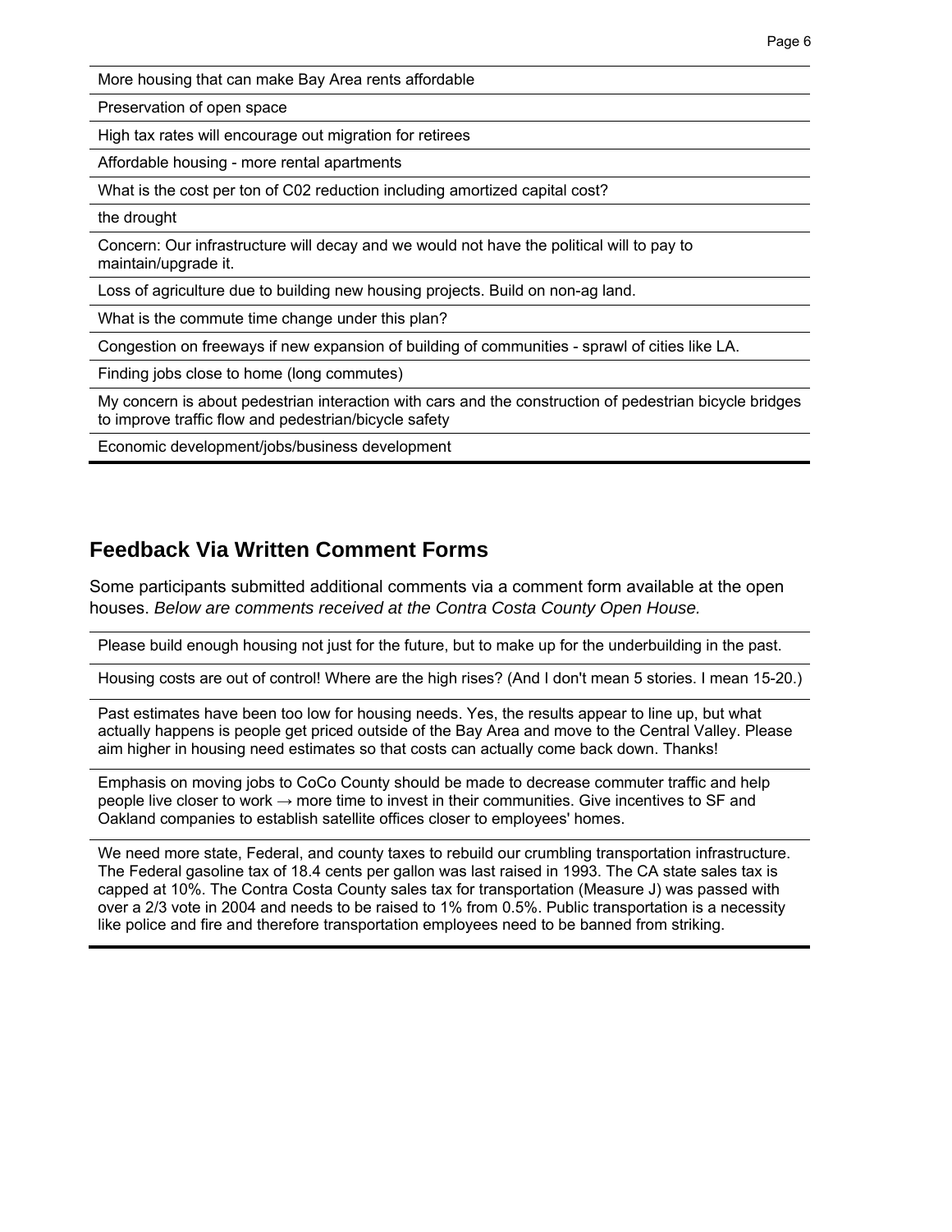| |
|---|
| More housing that can make Bay Area rents affordable |
| Preservation of open space |
| High tax rates will encourage out migration for retirees |
| Affordable housing - more rental apartments |
| What is the cost per ton of C02 reduction including amortized capital cost? |
| the drought |
| Concern: Our infrastructure will decay and we would not have the political will to pay to maintain/upgrade it. |
| Loss of agriculture due to building new housing projects. Build on non-ag land. |
| What is the commute time change under this plan? |
| Congestion on freeways if new expansion of building of communities - sprawl of cities like LA. |
| Finding jobs close to home (long commutes) |
| My concern is about pedestrian interaction with cars and the construction of pedestrian bicycle bridges to improve traffic flow and pedestrian/bicycle safety |
| Economic development/jobs/business development |

## Feedback Via Written Comment Forms

Some participants submitted additional comments via a comment form available at the open houses. *Below are comments received at the Contra Costa County Open House.*

| |
|---|
| Please build enough housing not just for the future, but to make up for the underbuilding in the past. |
| Housing costs are out of control! Where are the high rises? (And I don't mean 5 stories. I mean 15-20.) |
| Past estimates have been too low for housing needs. Yes, the results appear to line up, but what actually happens is people get priced outside of the Bay Area and move to the Central Valley. Please aim higher in housing need estimates so that costs can actually come back down. Thanks! |
| Emphasis on moving jobs to CoCo County should be made to decrease commuter traffic and help people live closer to work → more time to invest in their communities. Give incentives to SF and Oakland companies to establish satellite offices closer to employees' homes. |
| We need more state, Federal, and county taxes to rebuild our crumbling transportation infrastructure. The Federal gasoline tax of 18.4 cents per gallon was last raised in 1993. The CA state sales tax is capped at 10%. The Contra Costa County sales tax for transportation (Measure J) was passed with over a 2/3 vote in 2004 and needs to be raised to 1% from 0.5%. Public transportation is a necessity like police and fire and therefore transportation employees need to be banned from striking. |